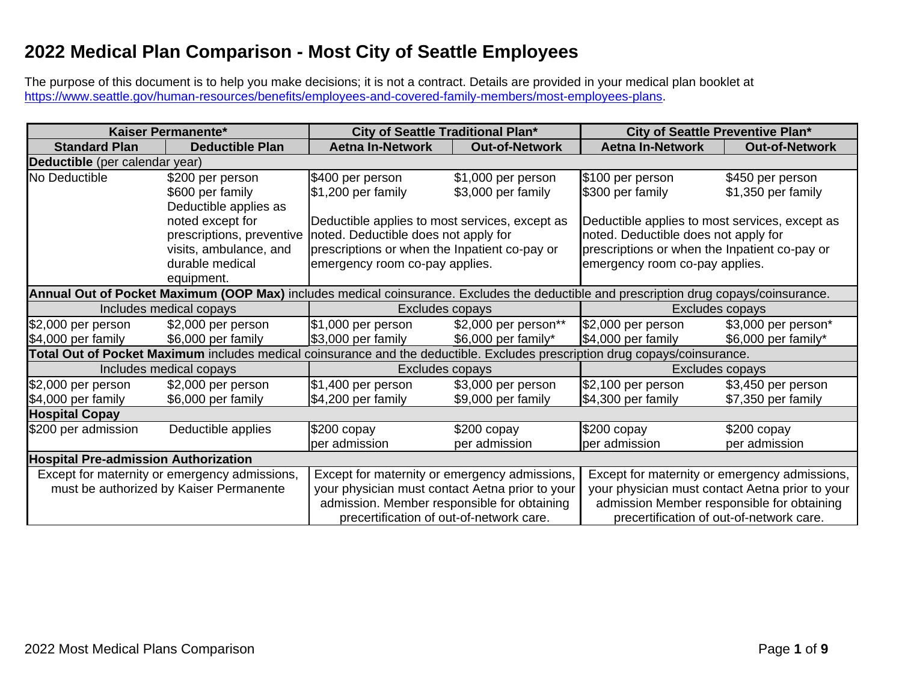# 2022 Medical Plan Comparison - Most City of Seattle Employees

The purpose of this document is to help you make decisions; it is not a contract. Details are provided in your medical plan booklet at https://www.seattle.gov/human-resources/benefits/employees-and-covered-family-members/most-employees-plans.

| Kaiser Permanente* | | City of Seattle Traditional Plan* | | City of Seattle Preventive Plan* | |
|---|---|---|---|---|---|
| **Standard Plan** | **Deductible Plan** | **Aetna In-Network** | **Out-of-Network** | **Aetna In-Network** | **Out-of-Network** |
| **Deductible** (per calendar year) | | | | | |
| No Deductible | $200 per person<br>$600 per family<br>Deductible applies as noted except for prescriptions, preventive visits, ambulance, and durable medical equipment. | $400 per person<br>$1,200 per family<br><br>Deductible applies to most services, except as noted. Deductible does not apply for prescriptions or when the Inpatient co-pay or emergency room co-pay applies. | $1,000 per person<br>$3,000 per family | $100 per person<br>$300 per family<br><br>Deductible applies to most services, except as noted. Deductible does not apply for prescriptions or when the Inpatient co-pay or emergency room co-pay applies. | $450 per person<br>$1,350 per family |
| **Annual Out of Pocket Maximum (OOP Max)** includes medical coinsurance. Excludes the deductible and prescription drug copays/coinsurance. | | | | | |
| Includes medical copays | | Excludes copays | | Excludes copays | |
| $2,000 per person<br>$4,000 per family | $2,000 per person<br>$6,000 per family | $1,000 per person<br>$3,000 per family | $2,000 per person**<br>$6,000 per family* | $2,000 per person<br>$4,000 per family | $3,000 per person*<br>$6,000 per family* |
| **Total Out of Pocket Maximum** includes medical coinsurance and the deductible. Excludes prescription drug copays/coinsurance. | | | | | |
| Includes medical copays | | Excludes copays | | Excludes copays | |
| $2,000 per person<br>$4,000 per family | $2,000 per person<br>$6,000 per family | $1,400 per person<br>$4,200 per family | $3,000 per person<br>$9,000 per family | $2,100 per person<br>$4,300 per family | $3,450 per person<br>$7,350 per family |
| **Hospital Copay** | | | | | |
| $200 per admission | Deductible applies | $200 copay per admission | $200 copay per admission | $200 copay per admission | $200 copay per admission |
| **Hospital Pre-admission Authorization** | | | | | |
| Except for maternity or emergency admissions, must be authorized by Kaiser Permanente | | Except for maternity or emergency admissions, your physician must contact Aetna prior to your admission. Member responsible for obtaining precertification of out-of-network care. | | Except for maternity or emergency admissions, your physician must contact Aetna prior to your admission Member responsible for obtaining precertification of out-of-network care. | |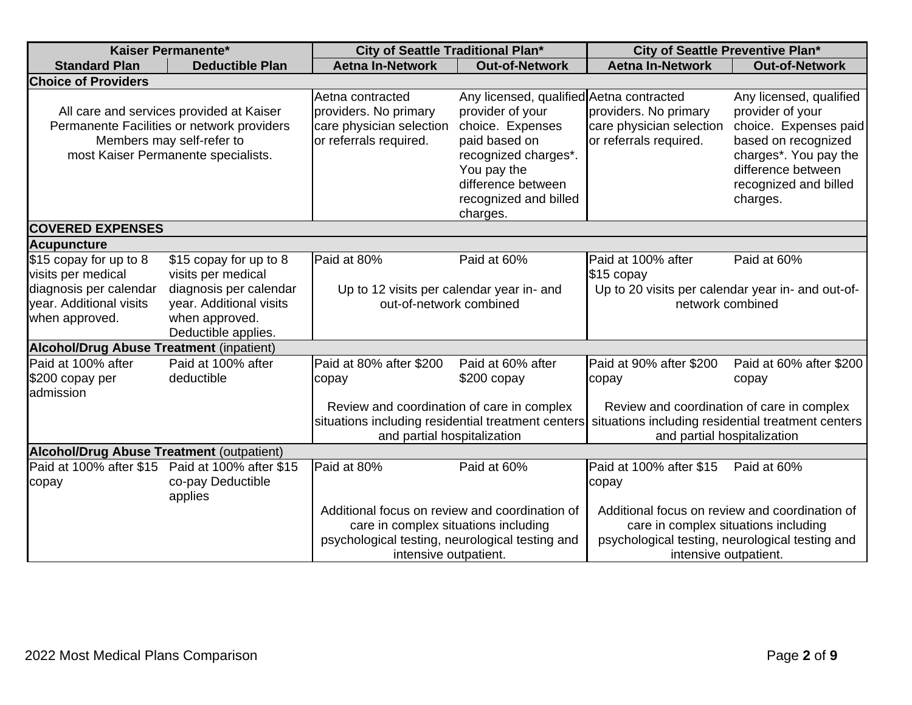| Kaiser Permanente* | | City of Seattle Traditional Plan* | | City of Seattle Preventive Plan* | |
|---|---|---|---|---|---|
| **Standard Plan** | **Deductible Plan** | **Aetna In-Network** | **Out-of-Network** | **Aetna In-Network** | **Out-of-Network** |
| **Choice of Providers** | | | | | |
| All care and services provided at Kaiser Permanente Facilities or network providers Members may self-refer to most Kaiser Permanente specialists. | | Aetna contracted providers. No primary care physician selection or referrals required. | Any licensed, qualified provider of your choice. Expenses paid based on recognized charges*. You pay the difference between recognized and billed charges. | Aetna contracted providers. No primary care physician selection or referrals required. | Any licensed, qualified provider of your choice. Expenses paid based on recognized charges*. You pay the difference between recognized and billed charges. |
| **COVERED EXPENSES** | | | | | |
| **Acupuncture** | | | | | |
| $15 copay for up to 8 visits per medical diagnosis per calendar year. Additional visits when approved. | $15 copay for up to 8 visits per medical diagnosis per calendar year. Additional visits when approved. Deductible applies. | Paid at 80% | Paid at 60% | Paid at 100% after $15 copay | Paid at 60% |
| | | Up to 12 visits per calendar year in- and out-of-network combined | | Up to 20 visits per calendar year in- and out-of-network combined | |
| **Alcohol/Drug Abuse Treatment** (inpatient) | | | | | |
| Paid at 100% after $200 copay per admission | Paid at 100% after deductible | Paid at 80% after $200 copay | Paid at 60% after $200 copay | Paid at 90% after $200 copay | Paid at 60% after $200 copay |
| | | Review and coordination of care in complex situations including residential treatment centers and partial hospitalization | | Review and coordination of care in complex situations including residential treatment centers and partial hospitalization | |
| **Alcohol/Drug Abuse Treatment** (outpatient) | | | | | |
| Paid at 100% after $15 copay | Paid at 100% after $15 co-pay Deductible applies | Paid at 80% | Paid at 60% | Paid at 100% after $15 copay | Paid at 60% |
| | | Additional focus on review and coordination of care in complex situations including psychological testing, neurological testing and intensive outpatient. | | Additional focus on review and coordination of care in complex situations including psychological testing, neurological testing and intensive outpatient. | |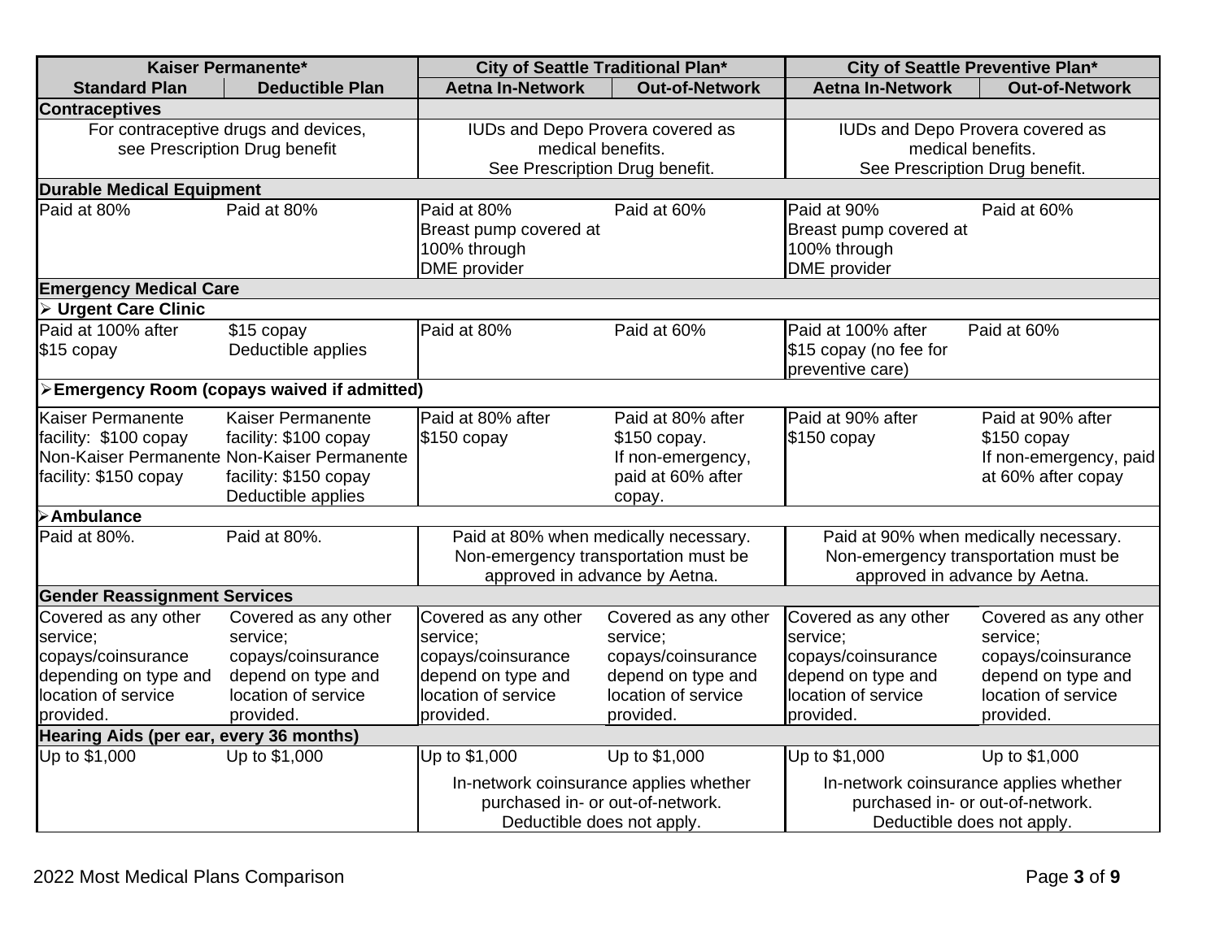| Kaiser Permanente* | | City of Seattle Traditional Plan* | | City of Seattle Preventive Plan* | |
|---|---|---|---|---|---|
| **Standard Plan** | **Deductible Plan** | **Aetna In-Network** | **Out-of-Network** | **Aetna In-Network** | **Out-of-Network** |
| **Contraceptives** | | | | | |
| For contraceptive drugs and devices, see Prescription Drug benefit | | IUDs and Depo Provera covered as medical benefits. See Prescription Drug benefit. | | IUDs and Depo Provera covered as medical benefits. See Prescription Drug benefit. | |
| **Durable Medical Equipment** | | | | | |
| Paid at 80% | Paid at 80% | Paid at 80% Breast pump covered at 100% through DME provider | Paid at 60% | Paid at 90% Breast pump covered at 100% through DME provider | Paid at 60% |
| **Emergency Medical Care** | | | | | |
| ➢ **Urgent Care Clinic** | | | | | |
| Paid at 100% after $15 copay | $15 copay Deductible applies | Paid at 80% | Paid at 60% | Paid at 100% after $15 copay (no fee for preventive care) | Paid at 60% |
| ➢**Emergency Room (copays waived if admitted)** | | | | | |
| Kaiser Permanente facility: $100 copay Non-Kaiser Permanente facility: $150 copay | Kaiser Permanente facility: $100 copay Non-Kaiser Permanente facility: $150 copay Deductible applies | Paid at 80% after $150 copay | Paid at 80% after $150 copay. If non-emergency, paid at 60% after copay. | Paid at 90% after $150 copay | Paid at 90% after $150 copay If non-emergency, paid at 60% after copay |
| ➢**Ambulance** | | | | | |
| Paid at 80%. | Paid at 80%. | Paid at 80% when medically necessary. Non-emergency transportation must be approved in advance by Aetna. | | Paid at 90% when medically necessary. Non-emergency transportation must be approved in advance by Aetna. | |
| **Gender Reassignment Services** | | | | | |
| Covered as any other service; copays/coinsurance depending on type and location of service provided. | Covered as any other service; copays/coinsurance depend on type and location of service provided. | Covered as any other service; copays/coinsurance depend on type and location of service provided. | Covered as any other service; copays/coinsurance depend on type and location of service provided. | Covered as any other service; copays/coinsurance depend on type and location of service provided. | Covered as any other service; copays/coinsurance depend on type and location of service provided. |
| **Hearing Aids (per ear, every 36 months)** | | | | | |
| Up to $1,000 | Up to $1,000 | Up to $1,000 | Up to $1,000 | Up to $1,000 | Up to $1,000 |
| | | In-network coinsurance applies whether purchased in- or out-of-network. Deductible does not apply. | | In-network coinsurance applies whether purchased in- or out-of-network. Deductible does not apply. | |

2022 Most Medical Plans Comparison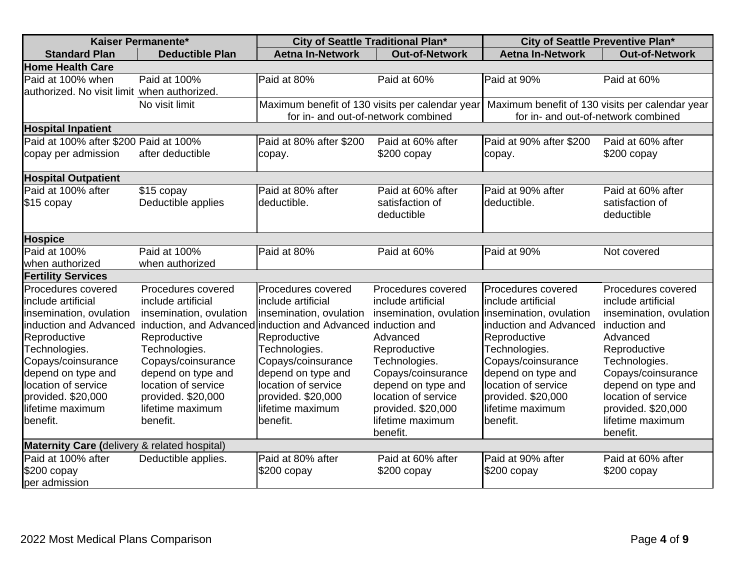| Kaiser Permanente* | | City of Seattle Traditional Plan* | | City of Seattle Preventive Plan* | |
|---|---|---|---|---|---|
| **Standard Plan** | **Deductible Plan** | **Aetna In-Network** | **Out-of-Network** | **Aetna In-Network** | **Out-of-Network** |
| **Home Health Care** | | | | | |
| Paid at 100% when authorized. No visit limit | Paid at 100% when authorized. | Paid at 80% | Paid at 60% | Paid at 90% | Paid at 60% |
| | No visit limit | Maximum benefit of 130 visits per calendar year for in- and out-of-network combined | | Maximum benefit of 130 visits per calendar year for in- and out-of-network combined | |
| **Hospital Inpatient** | | | | | |
| Paid at 100% after $200 copay per admission | Paid at 100% after deductible | Paid at 80% after $200 copay. | Paid at 60% after $200 copay | Paid at 90% after $200 copay. | Paid at 60% after $200 copay |
| **Hospital Outpatient** | | | | | |
| Paid at 100% after $15 copay | $15 copay Deductible applies | Paid at 80% after deductible. | Paid at 60% after satisfaction of deductible | Paid at 90% after deductible. | Paid at 60% after satisfaction of deductible |
| **Hospice** | | | | | |
| Paid at 100% when authorized | Paid at 100% when authorized | Paid at 80% | Paid at 60% | Paid at 90% | Not covered |
| **Fertility Services** | | | | | |
| Procedures covered include artificial insemination, ovulation induction and Advanced Reproductive Technologies. Copays/coinsurance depend on type and location of service provided. $20,000 lifetime maximum benefit. | Procedures covered include artificial insemination, ovulation induction, and Advanced Reproductive Technologies. Copays/coinsurance depend on type and location of service provided. $20,000 lifetime maximum benefit. | Procedures covered include artificial insemination, ovulation induction and Advanced Reproductive Technologies. Copays/coinsurance depend on type and location of service provided. $20,000 lifetime maximum benefit. | Procedures covered include artificial insemination, ovulation induction and Advanced Reproductive Technologies. Copays/coinsurance depend on type and location of service provided. $20,000 lifetime maximum benefit. | Procedures covered include artificial insemination, ovulation induction and Advanced Reproductive Technologies. Copays/coinsurance depend on type and location of service provided. $20,000 lifetime maximum benefit. | Procedures covered include artificial insemination, ovulation induction and Advanced Reproductive Technologies. Copays/coinsurance depend on type and location of service provided. $20,000 lifetime maximum benefit. |
| **Maternity Care (**delivery & related hospital) | | | | | |
| Paid at 100% after $200 copay per admission | Deductible applies. | Paid at 80% after $200 copay | Paid at 60% after $200 copay | Paid at 90% after $200 copay | Paid at 60% after $200 copay |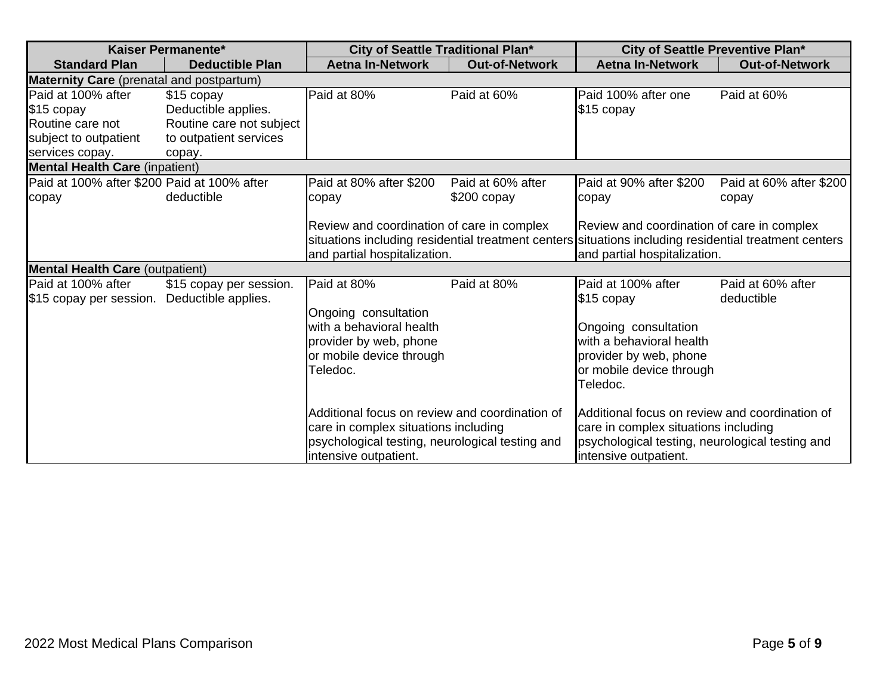| Kaiser Permanente* | | City of Seattle Traditional Plan* | | City of Seattle Preventive Plan* | |
|---|---|---|---|---|---|
| **Standard Plan** | **Deductible Plan** | **Aetna In-Network** | **Out-of-Network** | **Aetna In-Network** | **Out-of-Network** |
| **Maternity Care** (prenatal and postpartum) | | | | | |
| Paid at 100% after $15 copay Routine care not subject to outpatient services copay. | $15 copay Deductible applies. Routine care not subject to outpatient services copay. | Paid at 80% | Paid at 60% | Paid 100% after one $15 copay | Paid at 60% |
| **Mental Health Care** (inpatient) | | | | | |
| Paid at 100% after $200 copay | Paid at 100% after deductible | Paid at 80% after $200 copay<br><br>Review and coordination of care in complex situations including residential treatment centers and partial hospitalization. | Paid at 60% after $200 copay | Paid at 90% after $200 copay<br><br>Review and coordination of care in complex situations including residential treatment centers and partial hospitalization. | Paid at 60% after $200 copay |
| **Mental Health Care** (outpatient) | | | | | |
| Paid at 100% after $15 copay per session. | $15 copay per session. Deductible applies. | Paid at 80%<br><br>Ongoing consultation with a behavioral health provider by web, phone or mobile device through Teledoc.<br><br>Additional focus on review and coordination of care in complex situations including psychological testing, neurological testing and intensive outpatient. | Paid at 80% | Paid at 100% after $15 copay<br><br>Ongoing consultation with a behavioral health provider by web, phone or mobile device through Teledoc.<br><br>Additional focus on review and coordination of care in complex situations including psychological testing, neurological testing and intensive outpatient. | Paid at 60% after deductible |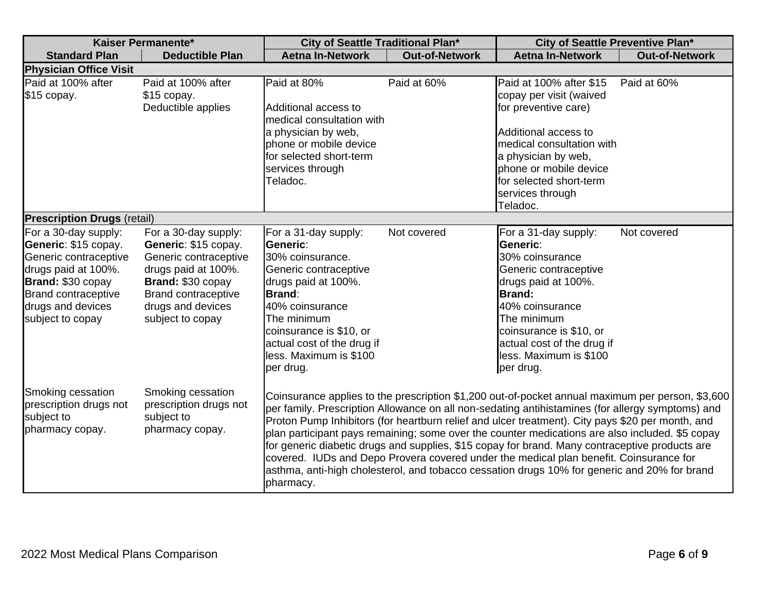| Kaiser Permanente* | | City of Seattle Traditional Plan* | | City of Seattle Preventive Plan* | |
|---|---|---|---|---|---|
| **Standard Plan** | **Deductible Plan** | **Aetna In-Network** | **Out-of-Network** | **Aetna In-Network** | **Out-of-Network** |
| **Physician Office Visit** | | | | | |
| Paid at 100% after $15 copay. | Paid at 100% after $15 copay. Deductible applies | Paid at 80%<br><br>Additional access to medical consultation with a physician by web, phone or mobile device for selected short-term services through Teladoc. | Paid at 60% | Paid at 100% after $15 copay per visit (waived for preventive care)<br><br>Additional access to medical consultation with a physician by web, phone or mobile device for selected short-term services through Teladoc. | Paid at 60% |
| **Prescription Drugs** (retail) | | | | | |
| For a 30-day supply: **Generic**: $15 copay. Generic contraceptive drugs paid at 100%. **Brand:** $30 copay Brand contraceptive drugs and devices subject to copay | For a 30-day supply: **Generic**: $15 copay. Generic contraceptive drugs paid at 100%. **Brand:** $30 copay Brand contraceptive drugs and devices subject to copay | For a 31-day supply: **Generic**: 30% coinsurance. Generic contraceptive drugs paid at 100%. **Brand**: 40% coinsurance The minimum coinsurance is $10, or actual cost of the drug if less. Maximum is $100 per drug. | Not covered | For a 31-day supply: **Generic**: 30% coinsurance Generic contraceptive drugs paid at 100%. **Brand:** 40% coinsurance The minimum coinsurance is $10, or actual cost of the drug if less. Maximum is $100 per drug. | Not covered |
| Smoking cessation prescription drugs not subject to pharmacy copay. | Smoking cessation prescription drugs not subject to pharmacy copay. | Coinsurance applies to the prescription $1,200 out-of-pocket annual maximum per person, $3,600 per family. Prescription Allowance on all non-sedating antihistamines (for allergy symptoms) and Proton Pump Inhibitors (for heartburn relief and ulcer treatment). City pays $20 per month, and plan participant pays remaining; some over the counter medications are also included. $5 copay for generic diabetic drugs and supplies, $15 copay for brand. Many contraceptive products are covered. IUDs and Depo Provera covered under the medical plan benefit. Coinsurance for asthma, anti-high cholesterol, and tobacco cessation drugs 10% for generic and 20% for brand pharmacy. | | | |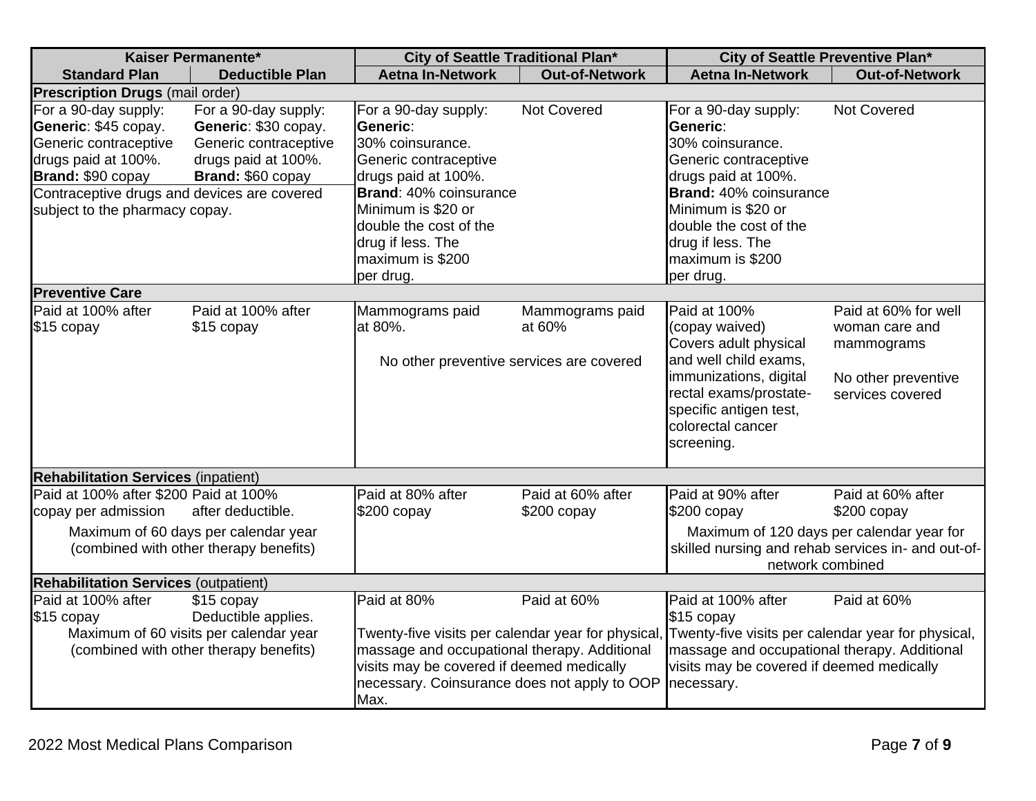| Kaiser Permanente* | | City of Seattle Traditional Plan* | | City of Seattle Preventive Plan* | |
|---|---|---|---|---|---|
| **Standard Plan** | **Deductible Plan** | **Aetna In-Network** | **Out-of-Network** | **Aetna In-Network** | **Out-of-Network** |
| **Prescription Drugs** (mail order) | | | | | |
| For a 90-day supply: **Generic**: $45 copay. Generic contraceptive drugs paid at 100%. **Brand:** $90 copay | For a 90-day supply: **Generic**: $30 copay. Generic contraceptive drugs paid at 100%. **Brand:** $60 copay | For a 90-day supply: **Generic**: 30% coinsurance. Generic contraceptive drugs paid at 100%. **Brand**: 40% coinsurance Minimum is $20 or double the cost of the drug if less. The maximum is $200 per drug. | Not Covered | For a 90-day supply: **Generic**: 30% coinsurance. Generic contraceptive drugs paid at 100%. **Brand:** 40% coinsurance Minimum is $20 or double the cost of the drug if less. The maximum is $200 per drug. | Not Covered |
| Contraceptive drugs and devices are covered subject to the pharmacy copay. | | | | | |
| **Preventive Care** | | | | | |
| Paid at 100% after $15 copay | Paid at 100% after $15 copay | Mammograms paid at 80%. | Mammograms paid at 60% | Paid at 100% (copay waived) Covers adult physical and well child exams, immunizations, digital rectal exams/prostate-specific antigen test, colorectal cancer screening. | Paid at 60% for well woman care and mammograms<br><br>No other preventive services covered |
| | | No other preventive services are covered | | | |
| **Rehabilitation Services** (inpatient) | | | | | |
| Paid at 100% after $200 copay per admission | Paid at 100% after deductible. | Paid at 80% after $200 copay | Paid at 60% after $200 copay | Paid at 90% after $200 copay | Paid at 60% after $200 copay |
| Maximum of 60 days per calendar year (combined with other therapy benefits) | | | | Maximum of 120 days per calendar year for skilled nursing and rehab services in- and out-of-network combined | |
| **Rehabilitation Services** (outpatient) | | | | | |
| Paid at 100% after $15 copay | $15 copay Deductible applies. | Paid at 80% | Paid at 60% | Paid at 100% after $15 copay | Paid at 60% |
| Maximum of 60 visits per calendar year (combined with other therapy benefits) | | Twenty-five visits per calendar year for physical, massage and occupational therapy. Additional visits may be covered if deemed medically necessary. Coinsurance does not apply to OOP Max. | | Twenty-five visits per calendar year for physical, massage and occupational therapy. Additional visits may be covered if deemed medically necessary. | |

2022 Most Medical Plans Comparison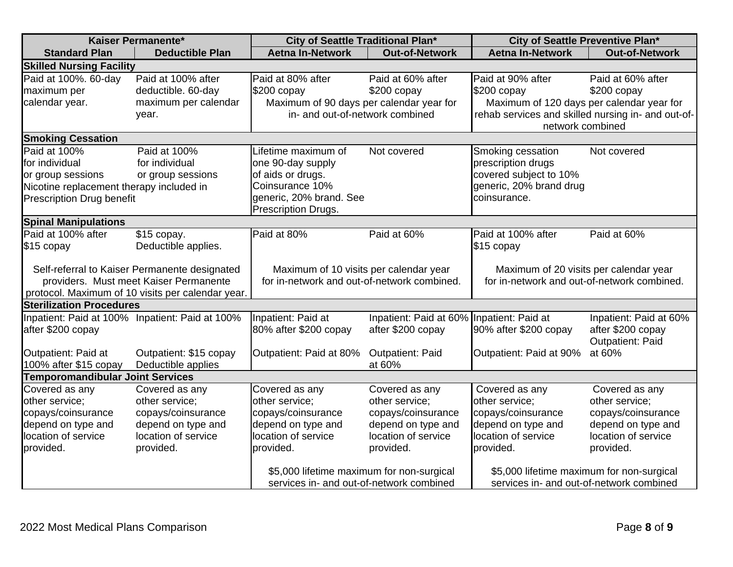| Kaiser Permanente* | | City of Seattle Traditional Plan* | | City of Seattle Preventive Plan* | |
|---|---|---|---|---|---|
| **Standard Plan** | **Deductible Plan** | **Aetna In-Network** | **Out-of-Network** | **Aetna In-Network** | **Out-of-Network** |
| **Skilled Nursing Facility** | | | | | |
| Paid at 100%. 60-day maximum per calendar year. | Paid at 100% after deductible. 60-day maximum per calendar year. | Paid at 80% after $200 copay | Paid at 60% after $200 copay | Paid at 90% after $200 copay | Paid at 60% after $200 copay |
| | | Maximum of 90 days per calendar year for in- and out-of-network combined | | Maximum of 120 days per calendar year for rehab services and skilled nursing in- and out-of-network combined | |
| **Smoking Cessation** | | | | | |
| Paid at 100% for individual or group sessions | Paid at 100% for individual or group sessions | Lifetime maximum of one 90-day supply of aids or drugs. Coinsurance 10% generic, 20% brand. See Prescription Drugs. | Not covered | Smoking cessation prescription drugs covered subject to 10% generic, 20% brand drug coinsurance. | Not covered |
| Nicotine replacement therapy included in Prescription Drug benefit | | | | | |
| **Spinal Manipulations** | | | | | |
| Paid at 100% after $15 copay | $15 copay. Deductible applies. | Paid at 80% | Paid at 60% | Paid at 100% after $15 copay | Paid at 60% |
| Self-referral to Kaiser Permanente designated providers. Must meet Kaiser Permanente protocol. Maximum of 10 visits per calendar year. | | Maximum of 10 visits per calendar year for in-network and out-of-network combined. | | Maximum of 20 visits per calendar year for in-network and out-of-network combined. | |
| **Sterilization Procedures** | | | | | |
| Inpatient: Paid at 100% after $200 copay | Inpatient: Paid at 100% | Inpatient: Paid at 80% after $200 copay | Inpatient: Paid at 60% after $200 copay | Inpatient: Paid at 90% after $200 copay | Inpatient: Paid at 60% after $200 copay |
| Outpatient: Paid at 100% after $15 copay | Outpatient: $15 copay Deductible applies | Outpatient: Paid at 80% | Outpatient: Paid at 60% | Outpatient: Paid at 90% | Outpatient: Paid at 60% |
| **Temporomandibular Joint Services** | | | | | |
| Covered as any other service; copays/coinsurance depend on type and location of service provided. | Covered as any other service; copays/coinsurance depend on type and location of service provided. | Covered as any other service; copays/coinsurance depend on type and location of service provided. | Covered as any other service; copays/coinsurance depend on type and location of service provided. | Covered as any other service; copays/coinsurance depend on type and location of service provided. | Covered as any other service; copays/coinsurance depend on type and location of service provided. |
| | | $5,000 lifetime maximum for non-surgical services in- and out-of-network combined | | $5,000 lifetime maximum for non-surgical services in- and out-of-network combined | |

2022 Most Medical Plans Comparison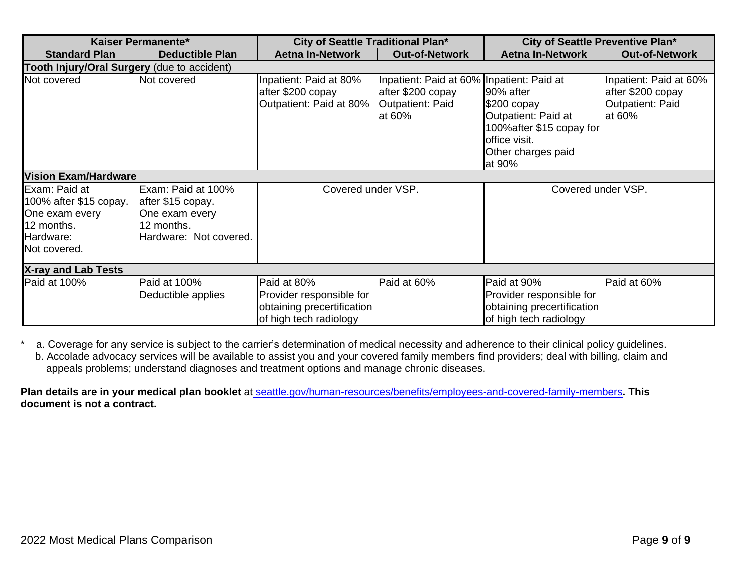| Kaiser Permanente* | | City of Seattle Traditional Plan* | | City of Seattle Preventive Plan* | |
|---|---|---|---|---|---|
| **Standard Plan** | **Deductible Plan** | **Aetna In-Network** | **Out-of-Network** | **Aetna In-Network** | **Out-of-Network** |
| **Tooth Injury/Oral Surgery** (due to accident) | | | | | |
| Not covered | Not covered | Inpatient: Paid at 80% after $200 copay<br>Outpatient: Paid at 80% | Inpatient: Paid at 60% after $200 copay<br>Outpatient: Paid at 60% | Inpatient: Paid at 90% after $200 copay<br>Outpatient: Paid at 100%after $15 copay for office visit.<br>Other charges paid at 90% | Inpatient: Paid at 60% after $200 copay<br>Outpatient: Paid at 60% |
| **Vision Exam/Hardware** | | | | | |
| Exam: Paid at 100% after $15 copay. One exam every 12 months.<br>Hardware: Not covered. | Exam: Paid at 100% after $15 copay. One exam every 12 months.<br>Hardware: Not covered. | Covered under VSP. | | Covered under VSP. | |
| **X-ray and Lab Tests** | | | | | |
| Paid at 100% | Paid at 100%<br>Deductible applies | Paid at 80%<br>Provider responsible for obtaining precertification of high tech radiology | Paid at 60% | Paid at 90%<br>Provider responsible for obtaining precertification of high tech radiology | Paid at 60% |

\* a. Coverage for any service is subject to the carrier's determination of medical necessity and adherence to their clinical policy guidelines.
b. Accolade advocacy services will be available to assist you and your covered family members find providers; deal with billing, claim and appeals problems; understand diagnoses and treatment options and manage chronic diseases.

**Plan details are in your medical plan booklet** at seattle.gov/human-resources/benefits/employees-and-covered-family-members**. This document is not a contract.**